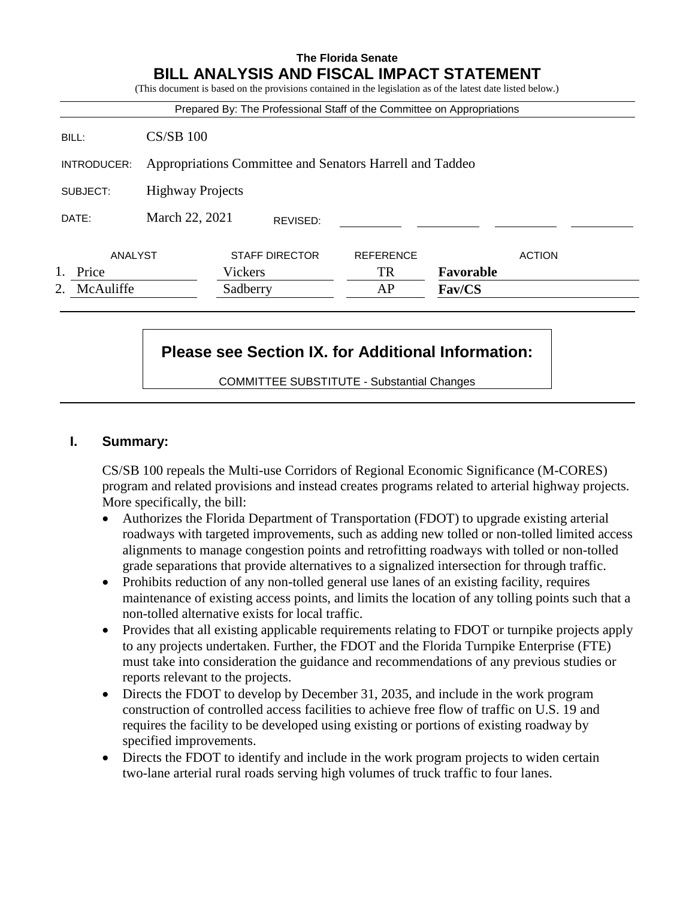**The Florida Senate**

# BILL ANALYSIS AND FISCAL IMPACT STATEMENT

(This document is based on the provisions contained in the legislation as of the latest date listed below.)

Prepared By: The Professional Staff of the Committee on Appropriations

| | |
|---|---|
| BILL: | CS/SB 100 |
| INTRODUCER: | Appropriations Committee and Senators Harrell and Taddeo |
| SUBJECT: | Highway Projects |
| DATE: | March 22, 2021 REVISED: |

| | ANALYST | STAFF DIRECTOR | REFERENCE | ACTION |
|---|---|---|---|---|
| 1. | Price | Vickers | TR | **Favorable** |
| 2. | McAuliffe | Sadberry | AP | **Fav/CS** |

**Please see Section IX. for Additional Information:**

COMMITTEE SUBSTITUTE - Substantial Changes

## I. Summary:

CS/SB 100 repeals the Multi-use Corridors of Regional Economic Significance (M-CORES) program and related provisions and instead creates programs related to arterial highway projects. More specifically, the bill:

- Authorizes the Florida Department of Transportation (FDOT) to upgrade existing arterial roadways with targeted improvements, such as adding new tolled or non-tolled limited access alignments to manage congestion points and retrofitting roadways with tolled or non-tolled grade separations that provide alternatives to a signalized intersection for through traffic.
- Prohibits reduction of any non-tolled general use lanes of an existing facility, requires maintenance of existing access points, and limits the location of any tolling points such that a non-tolled alternative exists for local traffic.
- Provides that all existing applicable requirements relating to FDOT or turnpike projects apply to any projects undertaken. Further, the FDOT and the Florida Turnpike Enterprise (FTE) must take into consideration the guidance and recommendations of any previous studies or reports relevant to the projects.
- Directs the FDOT to develop by December 31, 2035, and include in the work program construction of controlled access facilities to achieve free flow of traffic on U.S. 19 and requires the facility to be developed using existing or portions of existing roadway by specified improvements.
- Directs the FDOT to identify and include in the work program projects to widen certain two-lane arterial rural roads serving high volumes of truck traffic to four lanes.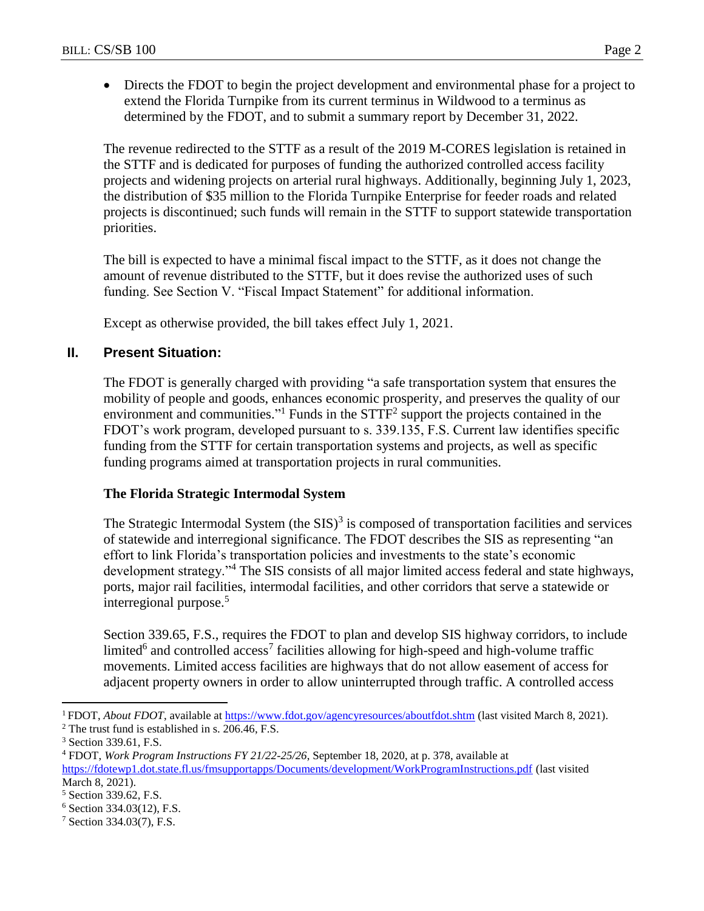- Directs the FDOT to begin the project development and environmental phase for a project to extend the Florida Turnpike from its current terminus in Wildwood to a terminus as determined by the FDOT, and to submit a summary report by December 31, 2022.

The revenue redirected to the STTF as a result of the 2019 M-CORES legislation is retained in the STTF and is dedicated for purposes of funding the authorized controlled access facility projects and widening projects on arterial rural highways. Additionally, beginning July 1, 2023, the distribution of $35 million to the Florida Turnpike Enterprise for feeder roads and related projects is discontinued; such funds will remain in the STTF to support statewide transportation priorities.

The bill is expected to have a minimal fiscal impact to the STTF, as it does not change the amount of revenue distributed to the STTF, but it does revise the authorized uses of such funding. See Section V. "Fiscal Impact Statement" for additional information.

Except as otherwise provided, the bill takes effect July 1, 2021.

## II. Present Situation:

The FDOT is generally charged with providing "a safe transportation system that ensures the mobility of people and goods, enhances economic prosperity, and preserves the quality of our environment and communities."[1] Funds in the STTF[2] support the projects contained in the FDOT's work program, developed pursuant to s. 339.135, F.S. Current law identifies specific funding from the STTF for certain transportation systems and projects, as well as specific funding programs aimed at transportation projects in rural communities.

### The Florida Strategic Intermodal System

The Strategic Intermodal System (the SIS)[3] is composed of transportation facilities and services of statewide and interregional significance. The FDOT describes the SIS as representing "an effort to link Florida's transportation policies and investments to the state's economic development strategy."[4] The SIS consists of all major limited access federal and state highways, ports, major rail facilities, intermodal facilities, and other corridors that serve a statewide or interregional purpose.[5]

Section 339.65, F.S., requires the FDOT to plan and develop SIS highway corridors, to include limited[6] and controlled access[7] facilities allowing for high-speed and high-volume traffic movements. Limited access facilities are highways that do not allow easement of access for adjacent property owners in order to allow uninterrupted through traffic. A controlled access

---

[1] FDOT, *About FDOT*, available at https://www.fdot.gov/agencyresources/aboutfdot.shtm (last visited March 8, 2021).

[2] The trust fund is established in s. 206.46, F.S.

[3] Section 339.61, F.S.

[4] FDOT, *Work Program Instructions FY 21/22-25/26*, September 18, 2020, at p. 378, available at https://fdotewp1.dot.state.fl.us/fmsupportapps/Documents/development/WorkProgramInstructions.pdf (last visited March 8, 2021).

[5] Section 339.62, F.S.

[6] Section 334.03(12), F.S.

[7] Section 334.03(7), F.S.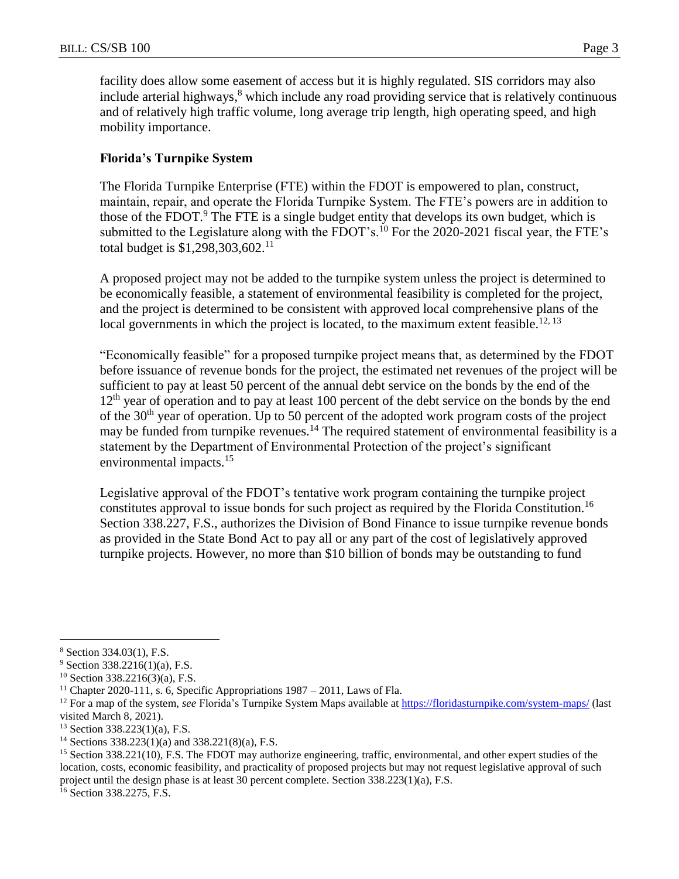facility does allow some easement of access but it is highly regulated. SIS corridors may also include arterial highways,[8] which include any road providing service that is relatively continuous and of relatively high traffic volume, long average trip length, high operating speed, and high mobility importance.

**Florida's Turnpike System**

The Florida Turnpike Enterprise (FTE) within the FDOT is empowered to plan, construct, maintain, repair, and operate the Florida Turnpike System. The FTE's powers are in addition to those of the FDOT.[9] The FTE is a single budget entity that develops its own budget, which is submitted to the Legislature along with the FDOT's.[10] For the 2020-2021 fiscal year, the FTE's total budget is $1,298,303,602.[11]

A proposed project may not be added to the turnpike system unless the project is determined to be economically feasible, a statement of environmental feasibility is completed for the project, and the project is determined to be consistent with approved local comprehensive plans of the local governments in which the project is located, to the maximum extent feasible.[12, 13]

"Economically feasible" for a proposed turnpike project means that, as determined by the FDOT before issuance of revenue bonds for the project, the estimated net revenues of the project will be sufficient to pay at least 50 percent of the annual debt service on the bonds by the end of the 12th year of operation and to pay at least 100 percent of the debt service on the bonds by the end of the 30th year of operation. Up to 50 percent of the adopted work program costs of the project may be funded from turnpike revenues.[14] The required statement of environmental feasibility is a statement by the Department of Environmental Protection of the project's significant environmental impacts.[15]

Legislative approval of the FDOT's tentative work program containing the turnpike project constitutes approval to issue bonds for such project as required by the Florida Constitution.[16] Section 338.227, F.S., authorizes the Division of Bond Finance to issue turnpike revenue bonds as provided in the State Bond Act to pay all or any part of the cost of legislatively approved turnpike projects. However, no more than $10 billion of bonds may be outstanding to fund

---

[8] Section 334.03(1), F.S.

[9] Section 338.2216(1)(a), F.S.

[10] Section 338.2216(3)(a), F.S.

[11] Chapter 2020-111, s. 6, Specific Appropriations 1987 – 2011, Laws of Fla.

[12] For a map of the system, *see* Florida's Turnpike System Maps available at https://floridasturnpike.com/system-maps/ (last visited March 8, 2021).

[13] Section 338.223(1)(a), F.S.

[14] Sections 338.223(1)(a) and 338.221(8)(a), F.S.

[15] Section 338.221(10), F.S. The FDOT may authorize engineering, traffic, environmental, and other expert studies of the location, costs, economic feasibility, and practicality of proposed projects but may not request legislative approval of such project until the design phase is at least 30 percent complete. Section 338.223(1)(a), F.S.

[16] Section 338.2275, F.S.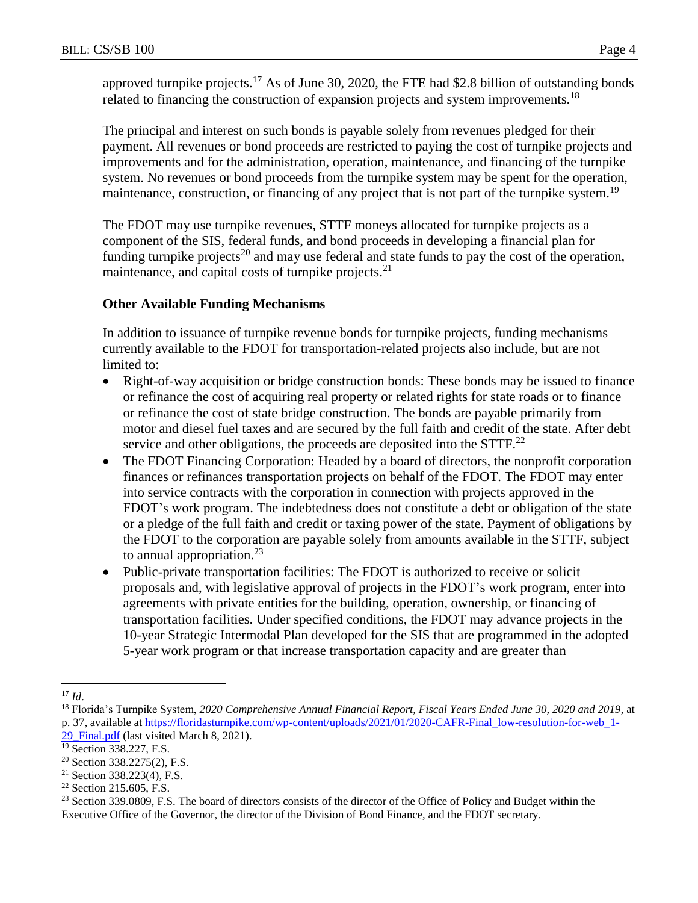approved turnpike projects.[17] As of June 30, 2020, the FTE had $2.8 billion of outstanding bonds related to financing the construction of expansion projects and system improvements.[18]

The principal and interest on such bonds is payable solely from revenues pledged for their payment. All revenues or bond proceeds are restricted to paying the cost of turnpike projects and improvements and for the administration, operation, maintenance, and financing of the turnpike system. No revenues or bond proceeds from the turnpike system may be spent for the operation, maintenance, construction, or financing of any project that is not part of the turnpike system.[19]

The FDOT may use turnpike revenues, STTF moneys allocated for turnpike projects as a component of the SIS, federal funds, and bond proceeds in developing a financial plan for funding turnpike projects[20] and may use federal and state funds to pay the cost of the operation, maintenance, and capital costs of turnpike projects.[21]

**Other Available Funding Mechanisms**

In addition to issuance of turnpike revenue bonds for turnpike projects, funding mechanisms currently available to the FDOT for transportation-related projects also include, but are not limited to:

- Right-of-way acquisition or bridge construction bonds: These bonds may be issued to finance or refinance the cost of acquiring real property or related rights for state roads or to finance or refinance the cost of state bridge construction. The bonds are payable primarily from motor and diesel fuel taxes and are secured by the full faith and credit of the state. After debt service and other obligations, the proceeds are deposited into the STTF.[22]
- The FDOT Financing Corporation: Headed by a board of directors, the nonprofit corporation finances or refinances transportation projects on behalf of the FDOT. The FDOT may enter into service contracts with the corporation in connection with projects approved in the FDOT's work program. The indebtedness does not constitute a debt or obligation of the state or a pledge of the full faith and credit or taxing power of the state. Payment of obligations by the FDOT to the corporation are payable solely from amounts available in the STTF, subject to annual appropriation.[23]
- Public-private transportation facilities: The FDOT is authorized to receive or solicit proposals and, with legislative approval of projects in the FDOT's work program, enter into agreements with private entities for the building, operation, ownership, or financing of transportation facilities. Under specified conditions, the FDOT may advance projects in the 10-year Strategic Intermodal Plan developed for the SIS that are programmed in the adopted 5-year work program or that increase transportation capacity and are greater than

---

[17] *Id*.

[18] Florida's Turnpike System, *2020 Comprehensive Annual Financial Report, Fiscal Years Ended June 30, 2020 and 2019*, at p. 37, available at https://floridasturnpike.com/wp-content/uploads/2021/01/2020-CAFR-Final_low-resolution-for-web_1-29_Final.pdf (last visited March 8, 2021).

[19] Section 338.227, F.S.

[20] Section 338.2275(2), F.S.

[21] Section 338.223(4), F.S.

[22] Section 215.605, F.S.

[23] Section 339.0809, F.S. The board of directors consists of the director of the Office of Policy and Budget within the Executive Office of the Governor, the director of the Division of Bond Finance, and the FDOT secretary.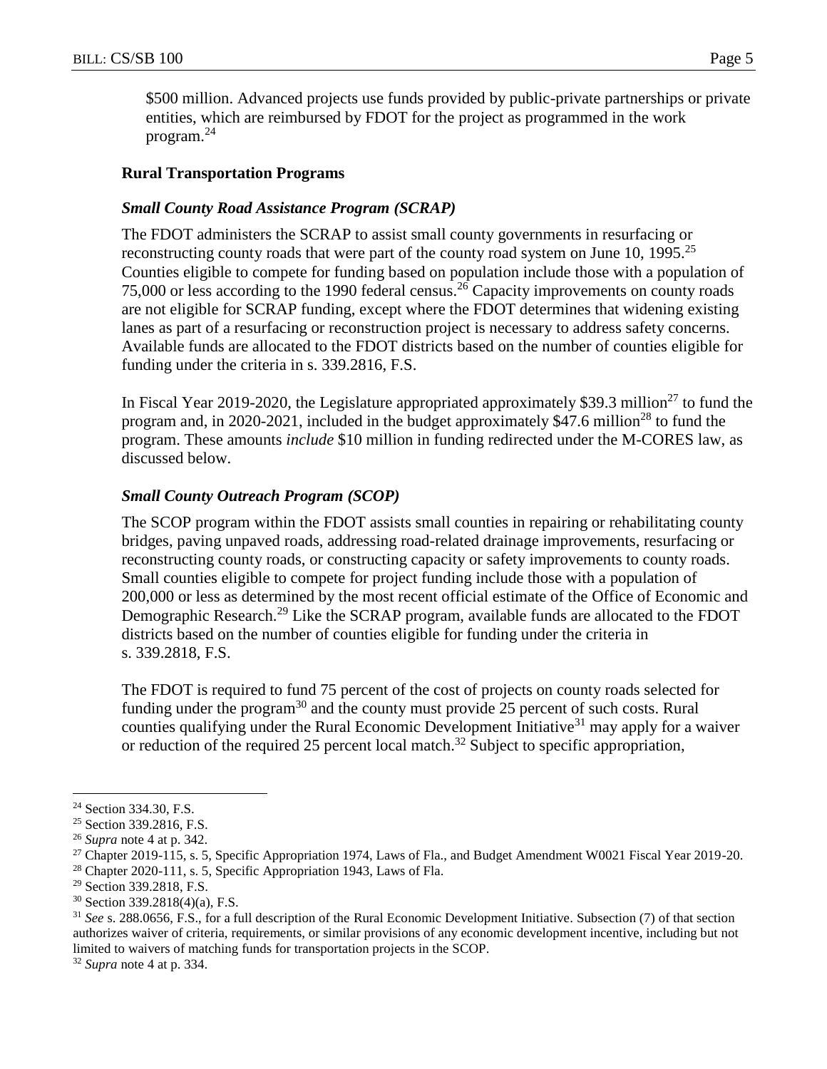$500 million. Advanced projects use funds provided by public-private partnerships or private entities, which are reimbursed by FDOT for the project as programmed in the work program.[24]

### Rural Transportation Programs

#### *Small County Road Assistance Program (SCRAP)*

The FDOT administers the SCRAP to assist small county governments in resurfacing or reconstructing county roads that were part of the county road system on June 10, 1995.[25] Counties eligible to compete for funding based on population include those with a population of 75,000 or less according to the 1990 federal census.[26] Capacity improvements on county roads are not eligible for SCRAP funding, except where the FDOT determines that widening existing lanes as part of a resurfacing or reconstruction project is necessary to address safety concerns. Available funds are allocated to the FDOT districts based on the number of counties eligible for funding under the criteria in s. 339.2816, F.S.

In Fiscal Year 2019-2020, the Legislature appropriated approximately $39.3 million[27] to fund the program and, in 2020-2021, included in the budget approximately $47.6 million[28] to fund the program. These amounts *include* $10 million in funding redirected under the M-CORES law, as discussed below.

#### *Small County Outreach Program (SCOP)*

The SCOP program within the FDOT assists small counties in repairing or rehabilitating county bridges, paving unpaved roads, addressing road-related drainage improvements, resurfacing or reconstructing county roads, or constructing capacity or safety improvements to county roads. Small counties eligible to compete for project funding include those with a population of 200,000 or less as determined by the most recent official estimate of the Office of Economic and Demographic Research.[29] Like the SCRAP program, available funds are allocated to the FDOT districts based on the number of counties eligible for funding under the criteria in s. 339.2818, F.S.

The FDOT is required to fund 75 percent of the cost of projects on county roads selected for funding under the program[30] and the county must provide 25 percent of such costs. Rural counties qualifying under the Rural Economic Development Initiative[31] may apply for a waiver or reduction of the required 25 percent local match.[32] Subject to specific appropriation,

---

[24] Section 334.30, F.S.

[25] Section 339.2816, F.S.

[26] *Supra* note 4 at p. 342.

[27] Chapter 2019-115, s. 5, Specific Appropriation 1974, Laws of Fla., and Budget Amendment W0021 Fiscal Year 2019-20.

[28] Chapter 2020-111, s. 5, Specific Appropriation 1943, Laws of Fla.

[29] Section 339.2818, F.S.

[30] Section 339.2818(4)(a), F.S.

[31] *See* s. 288.0656, F.S., for a full description of the Rural Economic Development Initiative. Subsection (7) of that section authorizes waiver of criteria, requirements, or similar provisions of any economic development incentive, including but not limited to waivers of matching funds for transportation projects in the SCOP.

[32] *Supra* note 4 at p. 334.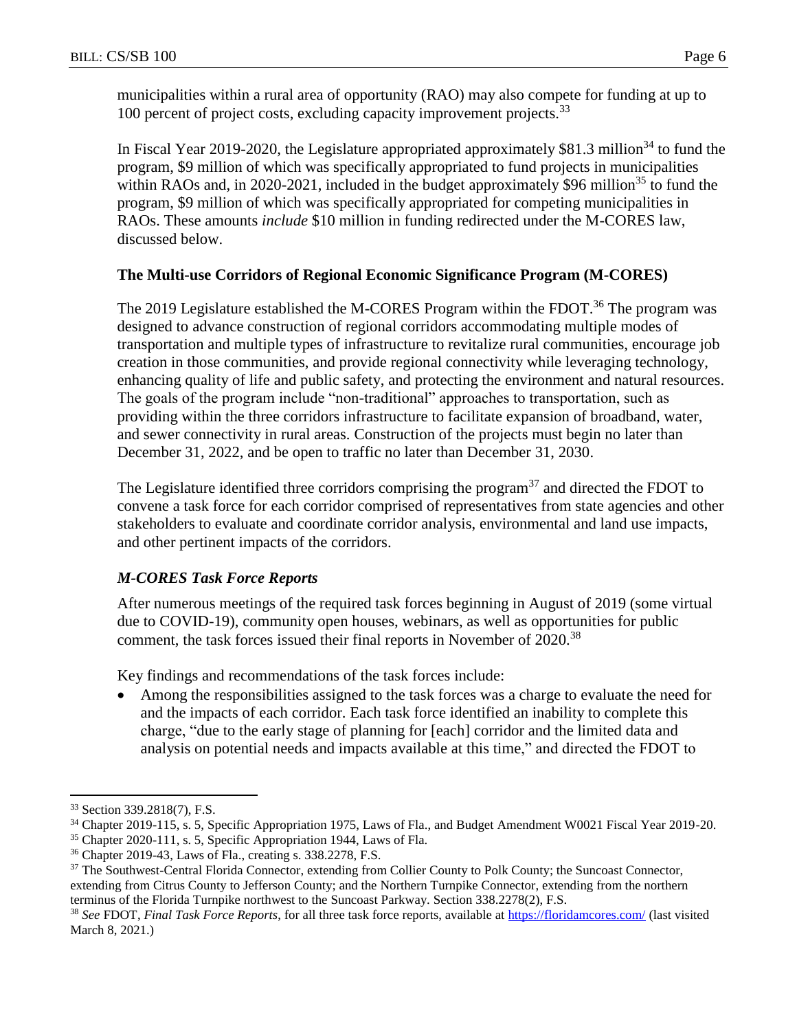municipalities within a rural area of opportunity (RAO) may also compete for funding at up to 100 percent of project costs, excluding capacity improvement projects.[33]

In Fiscal Year 2019-2020, the Legislature appropriated approximately $81.3 million[34] to fund the program, $9 million of which was specifically appropriated to fund projects in municipalities within RAOs and, in 2020-2021, included in the budget approximately $96 million[35] to fund the program, $9 million of which was specifically appropriated for competing municipalities in RAOs. These amounts *include* $10 million in funding redirected under the M-CORES law, discussed below.

**The Multi-use Corridors of Regional Economic Significance Program (M-CORES)**

The 2019 Legislature established the M-CORES Program within the FDOT.[36] The program was designed to advance construction of regional corridors accommodating multiple modes of transportation and multiple types of infrastructure to revitalize rural communities, encourage job creation in those communities, and provide regional connectivity while leveraging technology, enhancing quality of life and public safety, and protecting the environment and natural resources. The goals of the program include "non-traditional" approaches to transportation, such as providing within the three corridors infrastructure to facilitate expansion of broadband, water, and sewer connectivity in rural areas. Construction of the projects must begin no later than December 31, 2022, and be open to traffic no later than December 31, 2030.

The Legislature identified three corridors comprising the program[37] and directed the FDOT to convene a task force for each corridor comprised of representatives from state agencies and other stakeholders to evaluate and coordinate corridor analysis, environmental and land use impacts, and other pertinent impacts of the corridors.

***M-CORES Task Force Reports***

After numerous meetings of the required task forces beginning in August of 2019 (some virtual due to COVID-19), community open houses, webinars, as well as opportunities for public comment, the task forces issued their final reports in November of 2020.[38]

Key findings and recommendations of the task forces include:

- Among the responsibilities assigned to the task forces was a charge to evaluate the need for and the impacts of each corridor. Each task force identified an inability to complete this charge, "due to the early stage of planning for [each] corridor and the limited data and analysis on potential needs and impacts available at this time," and directed the FDOT to

---

[33] Section 339.2818(7), F.S.

[34] Chapter 2019-115, s. 5, Specific Appropriation 1975, Laws of Fla., and Budget Amendment W0021 Fiscal Year 2019-20.

[35] Chapter 2020-111, s. 5, Specific Appropriation 1944, Laws of Fla.

[36] Chapter 2019-43, Laws of Fla., creating s. 338.2278, F.S.

[37] The Southwest-Central Florida Connector, extending from Collier County to Polk County; the Suncoast Connector, extending from Citrus County to Jefferson County; and the Northern Turnpike Connector, extending from the northern terminus of the Florida Turnpike northwest to the Suncoast Parkway. Section 338.2278(2), F.S.

[38] *See* FDOT, *Final Task Force Reports*, for all three task force reports, available at https://floridamcores.com/ (last visited March 8, 2021.)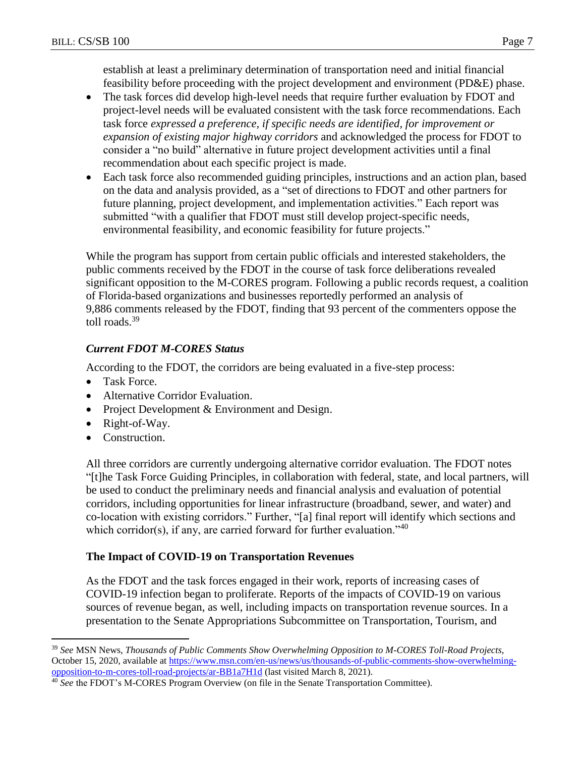establish at least a preliminary determination of transportation need and initial financial feasibility before proceeding with the project development and environment (PD&E) phase.

- The task forces did develop high-level needs that require further evaluation by FDOT and project-level needs will be evaluated consistent with the task force recommendations. Each task force *expressed a preference, if specific needs are identified, for improvement or expansion of existing major highway corridors* and acknowledged the process for FDOT to consider a "no build" alternative in future project development activities until a final recommendation about each specific project is made.
- Each task force also recommended guiding principles, instructions and an action plan, based on the data and analysis provided, as a "set of directions to FDOT and other partners for future planning, project development, and implementation activities." Each report was submitted "with a qualifier that FDOT must still develop project-specific needs, environmental feasibility, and economic feasibility for future projects."

While the program has support from certain public officials and interested stakeholders, the public comments received by the FDOT in the course of task force deliberations revealed significant opposition to the M-CORES program. Following a public records request, a coalition of Florida-based organizations and businesses reportedly performed an analysis of 9,886 comments released by the FDOT, finding that 93 percent of the commenters oppose the toll roads.[39]

### *Current FDOT M-CORES Status*

According to the FDOT, the corridors are being evaluated in a five-step process:

- Task Force.
- Alternative Corridor Evaluation.
- Project Development & Environment and Design.
- Right-of-Way.
- Construction.

All three corridors are currently undergoing alternative corridor evaluation. The FDOT notes "[t]he Task Force Guiding Principles, in collaboration with federal, state, and local partners, will be used to conduct the preliminary needs and financial analysis and evaluation of potential corridors, including opportunities for linear infrastructure (broadband, sewer, and water) and co-location with existing corridors." Further, "[a] final report will identify which sections and which corridor(s), if any, are carried forward for further evaluation."[40]

### The Impact of COVID-19 on Transportation Revenues

As the FDOT and the task forces engaged in their work, reports of increasing cases of COVID-19 infection began to proliferate. Reports of the impacts of COVID-19 on various sources of revenue began, as well, including impacts on transportation revenue sources. In a presentation to the Senate Appropriations Subcommittee on Transportation, Tourism, and

---

[39] *See* MSN News, *Thousands of Public Comments Show Overwhelming Opposition to M-CORES Toll-Road Projects*, October 15, 2020, available at https://www.msn.com/en-us/news/us/thousands-of-public-comments-show-overwhelming-opposition-to-m-cores-toll-road-projects/ar-BB1a7H1d (last visited March 8, 2021).

[40] *See* the FDOT's M-CORES Program Overview (on file in the Senate Transportation Committee).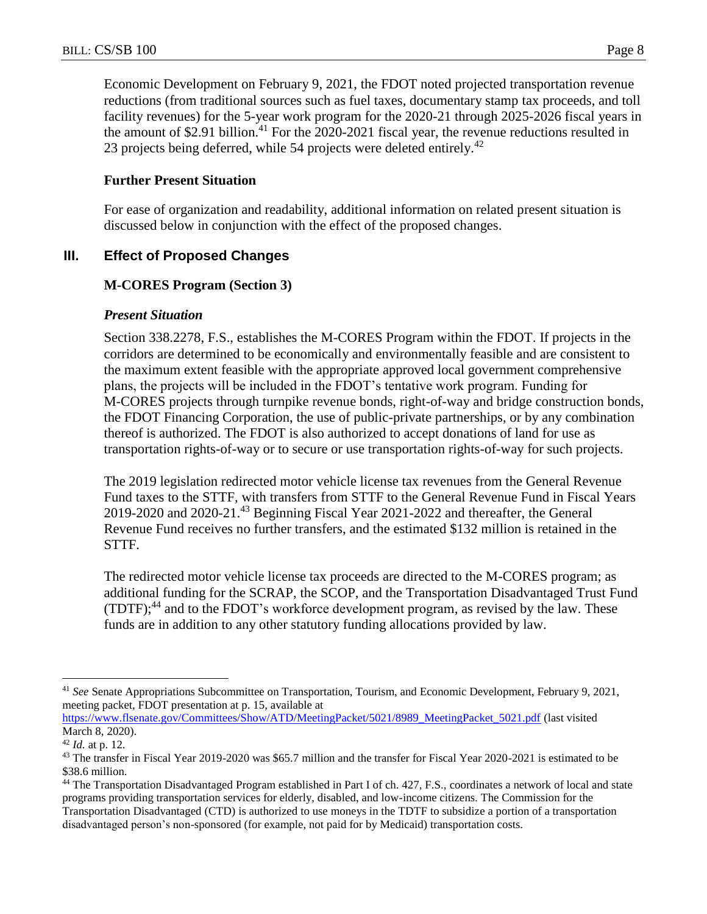Economic Development on February 9, 2021, the FDOT noted projected transportation revenue reductions (from traditional sources such as fuel taxes, documentary stamp tax proceeds, and toll facility revenues) for the 5-year work program for the 2020-21 through 2025-2026 fiscal years in the amount of $2.91 billion.[41] For the 2020-2021 fiscal year, the revenue reductions resulted in 23 projects being deferred, while 54 projects were deleted entirely.[42]

**Further Present Situation**

For ease of organization and readability, additional information on related present situation is discussed below in conjunction with the effect of the proposed changes.

## III. Effect of Proposed Changes

**M-CORES Program (Section 3)**

***Present Situation***

Section 338.2278, F.S., establishes the M-CORES Program within the FDOT. If projects in the corridors are determined to be economically and environmentally feasible and are consistent to the maximum extent feasible with the appropriate approved local government comprehensive plans, the projects will be included in the FDOT's tentative work program. Funding for M-CORES projects through turnpike revenue bonds, right-of-way and bridge construction bonds, the FDOT Financing Corporation, the use of public-private partnerships, or by any combination thereof is authorized. The FDOT is also authorized to accept donations of land for use as transportation rights-of-way or to secure or use transportation rights-of-way for such projects.

The 2019 legislation redirected motor vehicle license tax revenues from the General Revenue Fund taxes to the STTF, with transfers from STTF to the General Revenue Fund in Fiscal Years 2019-2020 and 2020-21.[43] Beginning Fiscal Year 2021-2022 and thereafter, the General Revenue Fund receives no further transfers, and the estimated $132 million is retained in the STTF.

The redirected motor vehicle license tax proceeds are directed to the M-CORES program; as additional funding for the SCRAP, the SCOP, and the Transportation Disadvantaged Trust Fund (TDTF);[44] and to the FDOT's workforce development program, as revised by the law. These funds are in addition to any other statutory funding allocations provided by law.

---

[41] *See* Senate Appropriations Subcommittee on Transportation, Tourism, and Economic Development, February 9, 2021, meeting packet, FDOT presentation at p. 15, available at https://www.flsenate.gov/Committees/Show/ATD/MeetingPacket/5021/8989_MeetingPacket_5021.pdf (last visited March 8, 2020).

[42] *Id.* at p. 12.

[43] The transfer in Fiscal Year 2019-2020 was $65.7 million and the transfer for Fiscal Year 2020-2021 is estimated to be $38.6 million.

[44] The Transportation Disadvantaged Program established in Part I of ch. 427, F.S., coordinates a network of local and state programs providing transportation services for elderly, disabled, and low-income citizens. The Commission for the Transportation Disadvantaged (CTD) is authorized to use moneys in the TDTF to subsidize a portion of a transportation disadvantaged person's non-sponsored (for example, not paid for by Medicaid) transportation costs.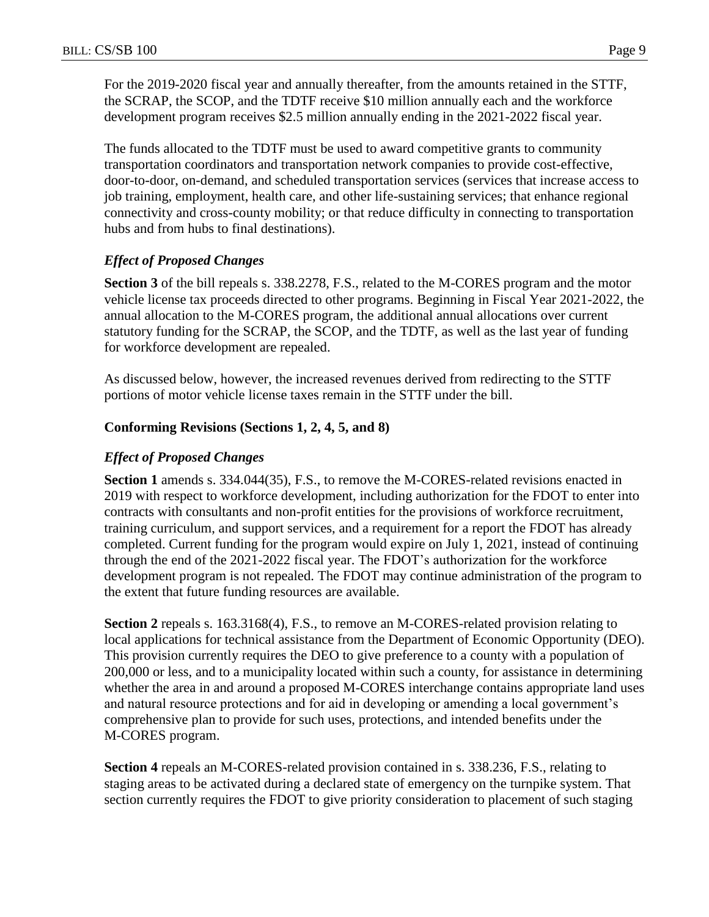For the 2019-2020 fiscal year and annually thereafter, from the amounts retained in the STTF, the SCRAP, the SCOP, and the TDTF receive $10 million annually each and the workforce development program receives $2.5 million annually ending in the 2021-2022 fiscal year.

The funds allocated to the TDTF must be used to award competitive grants to community transportation coordinators and transportation network companies to provide cost-effective, door-to-door, on-demand, and scheduled transportation services (services that increase access to job training, employment, health care, and other life-sustaining services; that enhance regional connectivity and cross-county mobility; or that reduce difficulty in connecting to transportation hubs and from hubs to final destinations).

### *Effect of Proposed Changes*

**Section 3** of the bill repeals s. 338.2278, F.S., related to the M-CORES program and the motor vehicle license tax proceeds directed to other programs. Beginning in Fiscal Year 2021-2022, the annual allocation to the M-CORES program, the additional annual allocations over current statutory funding for the SCRAP, the SCOP, and the TDTF, as well as the last year of funding for workforce development are repealed.

As discussed below, however, the increased revenues derived from redirecting to the STTF portions of motor vehicle license taxes remain in the STTF under the bill.

### **Conforming Revisions (Sections 1, 2, 4, 5, and 8)**

### *Effect of Proposed Changes*

**Section 1** amends s. 334.044(35), F.S., to remove the M-CORES-related revisions enacted in 2019 with respect to workforce development, including authorization for the FDOT to enter into contracts with consultants and non-profit entities for the provisions of workforce recruitment, training curriculum, and support services, and a requirement for a report the FDOT has already completed. Current funding for the program would expire on July 1, 2021, instead of continuing through the end of the 2021-2022 fiscal year. The FDOT's authorization for the workforce development program is not repealed. The FDOT may continue administration of the program to the extent that future funding resources are available.

**Section 2** repeals s. 163.3168(4), F.S., to remove an M-CORES-related provision relating to local applications for technical assistance from the Department of Economic Opportunity (DEO). This provision currently requires the DEO to give preference to a county with a population of 200,000 or less, and to a municipality located within such a county, for assistance in determining whether the area in and around a proposed M-CORES interchange contains appropriate land uses and natural resource protections and for aid in developing or amending a local government's comprehensive plan to provide for such uses, protections, and intended benefits under the M-CORES program.

**Section 4** repeals an M-CORES-related provision contained in s. 338.236, F.S., relating to staging areas to be activated during a declared state of emergency on the turnpike system. That section currently requires the FDOT to give priority consideration to placement of such staging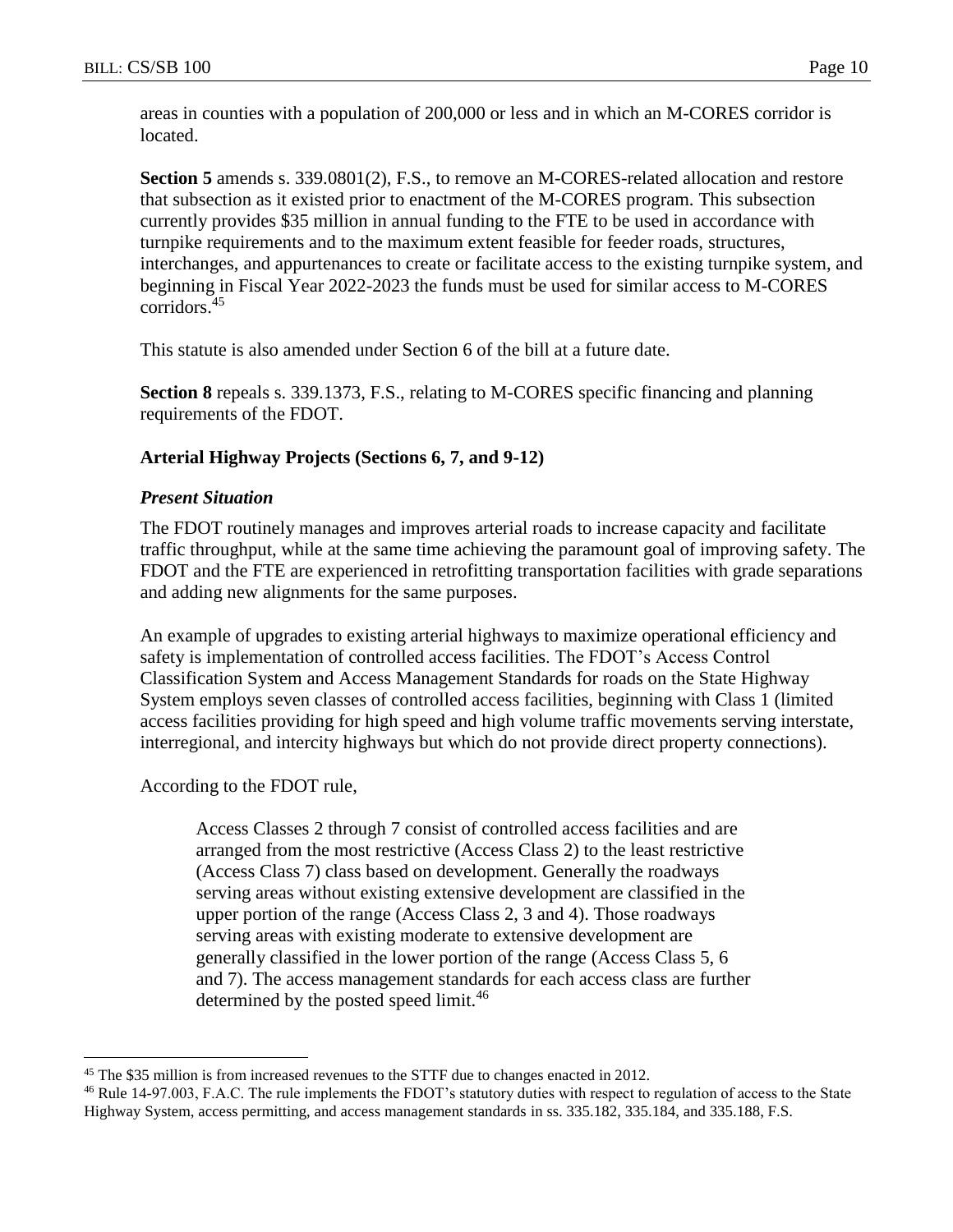areas in counties with a population of 200,000 or less and in which an M-CORES corridor is located.

**Section 5** amends s. 339.0801(2), F.S., to remove an M-CORES-related allocation and restore that subsection as it existed prior to enactment of the M-CORES program. This subsection currently provides \$35 million in annual funding to the FTE to be used in accordance with turnpike requirements and to the maximum extent feasible for feeder roads, structures, interchanges, and appurtenances to create or facilitate access to the existing turnpike system, and beginning in Fiscal Year 2022-2023 the funds must be used for similar access to M-CORES corridors.[45]

This statute is also amended under Section 6 of the bill at a future date.

**Section 8** repeals s. 339.1373, F.S., relating to M-CORES specific financing and planning requirements of the FDOT.

### Arterial Highway Projects (Sections 6, 7, and 9-12)

#### *Present Situation*

The FDOT routinely manages and improves arterial roads to increase capacity and facilitate traffic throughput, while at the same time achieving the paramount goal of improving safety. The FDOT and the FTE are experienced in retrofitting transportation facilities with grade separations and adding new alignments for the same purposes.

An example of upgrades to existing arterial highways to maximize operational efficiency and safety is implementation of controlled access facilities. The FDOT's Access Control Classification System and Access Management Standards for roads on the State Highway System employs seven classes of controlled access facilities, beginning with Class 1 (limited access facilities providing for high speed and high volume traffic movements serving interstate, interregional, and intercity highways but which do not provide direct property connections).

According to the FDOT rule,

> Access Classes 2 through 7 consist of controlled access facilities and are arranged from the most restrictive (Access Class 2) to the least restrictive (Access Class 7) class based on development. Generally the roadways serving areas without existing extensive development are classified in the upper portion of the range (Access Class 2, 3 and 4). Those roadways serving areas with existing moderate to extensive development are generally classified in the lower portion of the range (Access Class 5, 6 and 7). The access management standards for each access class are further determined by the posted speed limit.[46]

---

[45] The \$35 million is from increased revenues to the STTF due to changes enacted in 2012.

[46] Rule 14-97.003, F.A.C. The rule implements the FDOT's statutory duties with respect to regulation of access to the State Highway System, access permitting, and access management standards in ss. 335.182, 335.184, and 335.188, F.S.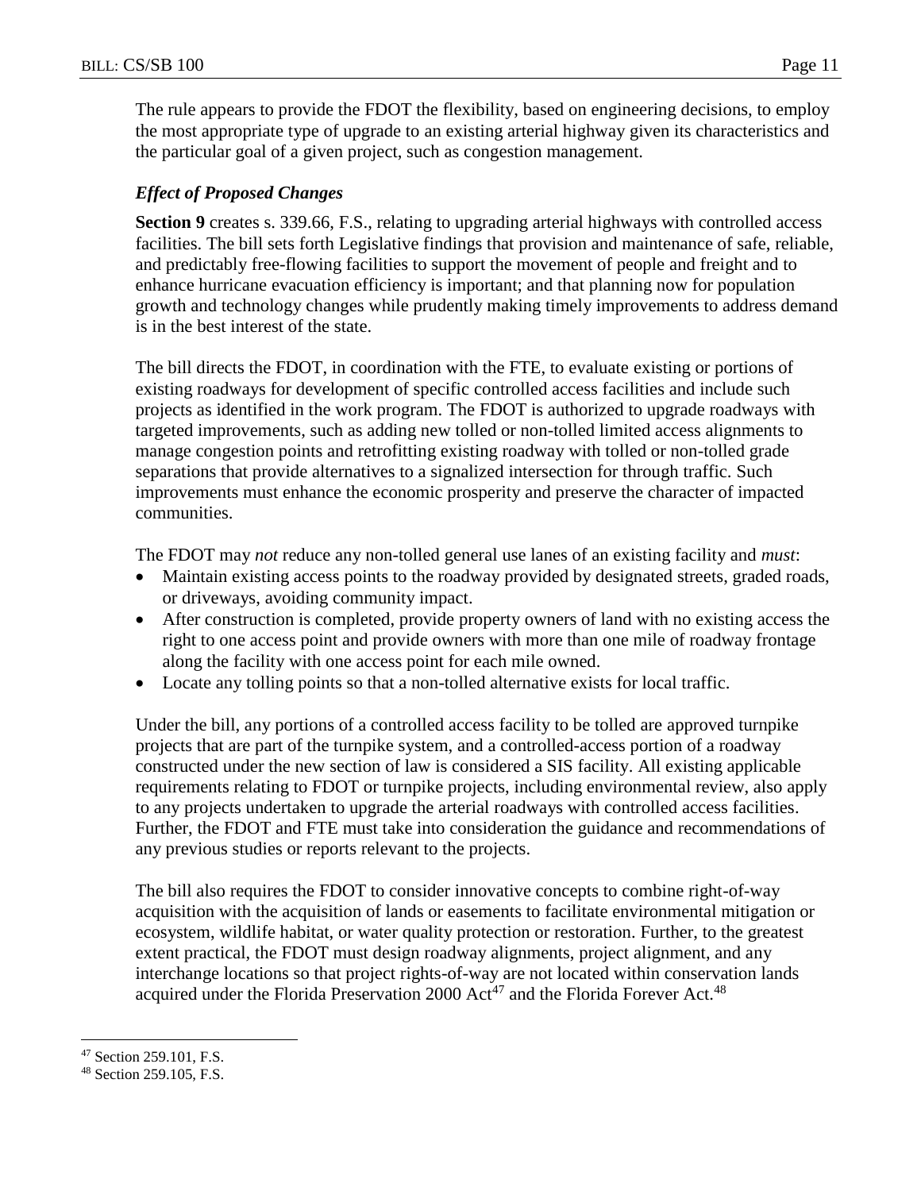The rule appears to provide the FDOT the flexibility, based on engineering decisions, to employ the most appropriate type of upgrade to an existing arterial highway given its characteristics and the particular goal of a given project, such as congestion management.

### *Effect of Proposed Changes*

**Section 9** creates s. 339.66, F.S., relating to upgrading arterial highways with controlled access facilities. The bill sets forth Legislative findings that provision and maintenance of safe, reliable, and predictably free-flowing facilities to support the movement of people and freight and to enhance hurricane evacuation efficiency is important; and that planning now for population growth and technology changes while prudently making timely improvements to address demand is in the best interest of the state.

The bill directs the FDOT, in coordination with the FTE, to evaluate existing or portions of existing roadways for development of specific controlled access facilities and include such projects as identified in the work program. The FDOT is authorized to upgrade roadways with targeted improvements, such as adding new tolled or non-tolled limited access alignments to manage congestion points and retrofitting existing roadway with tolled or non-tolled grade separations that provide alternatives to a signalized intersection for through traffic. Such improvements must enhance the economic prosperity and preserve the character of impacted communities.

The FDOT may *not* reduce any non-tolled general use lanes of an existing facility and *must*:

- Maintain existing access points to the roadway provided by designated streets, graded roads, or driveways, avoiding community impact.
- After construction is completed, provide property owners of land with no existing access the right to one access point and provide owners with more than one mile of roadway frontage along the facility with one access point for each mile owned.
- Locate any tolling points so that a non-tolled alternative exists for local traffic.

Under the bill, any portions of a controlled access facility to be tolled are approved turnpike projects that are part of the turnpike system, and a controlled-access portion of a roadway constructed under the new section of law is considered a SIS facility. All existing applicable requirements relating to FDOT or turnpike projects, including environmental review, also apply to any projects undertaken to upgrade the arterial roadways with controlled access facilities. Further, the FDOT and FTE must take into consideration the guidance and recommendations of any previous studies or reports relevant to the projects.

The bill also requires the FDOT to consider innovative concepts to combine right-of-way acquisition with the acquisition of lands or easements to facilitate environmental mitigation or ecosystem, wildlife habitat, or water quality protection or restoration. Further, to the greatest extent practical, the FDOT must design roadway alignments, project alignment, and any interchange locations so that project rights-of-way are not located within conservation lands acquired under the Florida Preservation 2000 Act[47] and the Florida Forever Act.[48]

---

[47] Section 259.101, F.S.

[48] Section 259.105, F.S.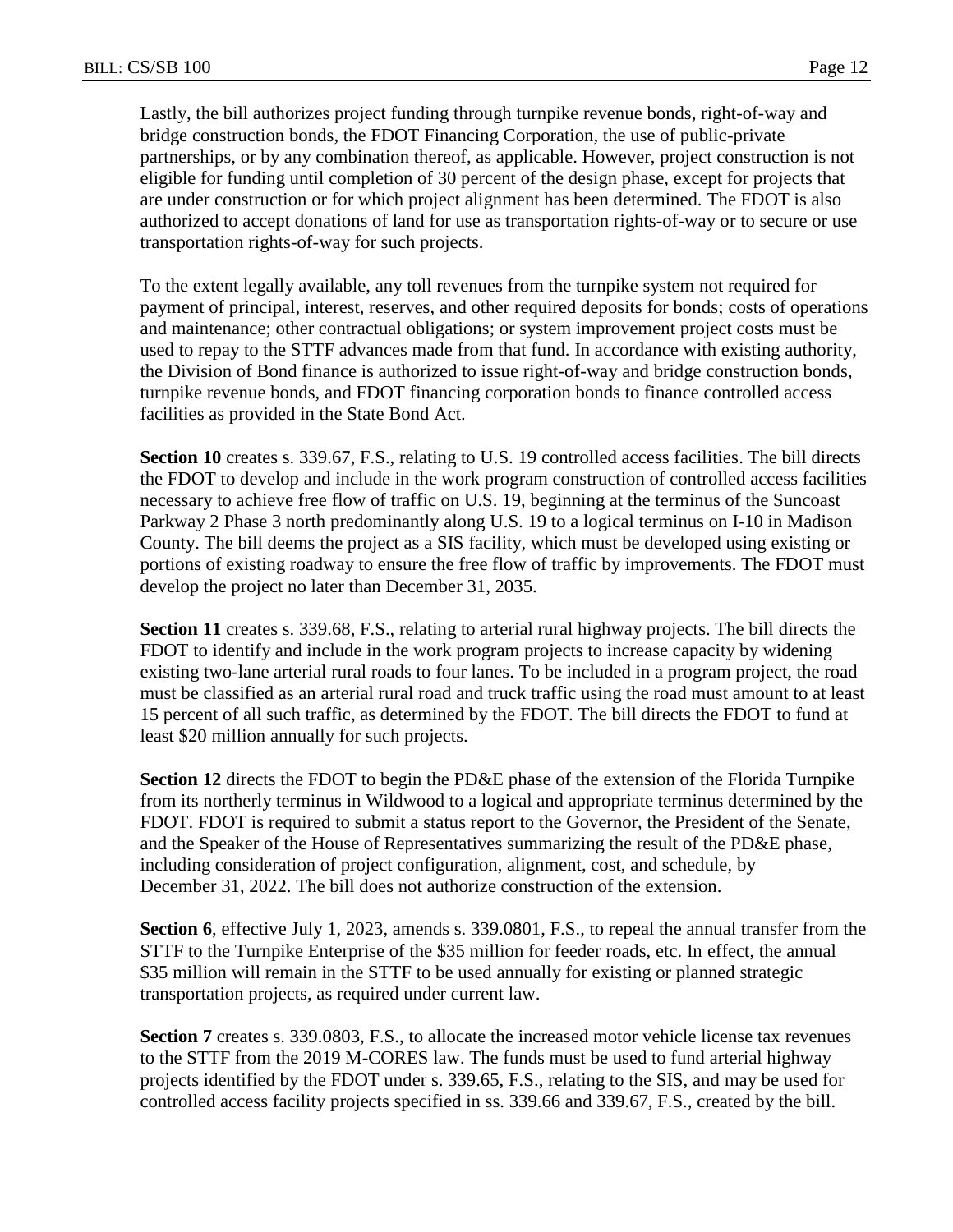Lastly, the bill authorizes project funding through turnpike revenue bonds, right-of-way and bridge construction bonds, the FDOT Financing Corporation, the use of public-private partnerships, or by any combination thereof, as applicable. However, project construction is not eligible for funding until completion of 30 percent of the design phase, except for projects that are under construction or for which project alignment has been determined. The FDOT is also authorized to accept donations of land for use as transportation rights-of-way or to secure or use transportation rights-of-way for such projects.

To the extent legally available, any toll revenues from the turnpike system not required for payment of principal, interest, reserves, and other required deposits for bonds; costs of operations and maintenance; other contractual obligations; or system improvement project costs must be used to repay to the STTF advances made from that fund. In accordance with existing authority, the Division of Bond finance is authorized to issue right-of-way and bridge construction bonds, turnpike revenue bonds, and FDOT financing corporation bonds to finance controlled access facilities as provided in the State Bond Act.

**Section 10** creates s. 339.67, F.S., relating to U.S. 19 controlled access facilities. The bill directs the FDOT to develop and include in the work program construction of controlled access facilities necessary to achieve free flow of traffic on U.S. 19, beginning at the terminus of the Suncoast Parkway 2 Phase 3 north predominantly along U.S. 19 to a logical terminus on I-10 in Madison County. The bill deems the project as a SIS facility, which must be developed using existing or portions of existing roadway to ensure the free flow of traffic by improvements. The FDOT must develop the project no later than December 31, 2035.

**Section 11** creates s. 339.68, F.S., relating to arterial rural highway projects. The bill directs the FDOT to identify and include in the work program projects to increase capacity by widening existing two-lane arterial rural roads to four lanes. To be included in a program project, the road must be classified as an arterial rural road and truck traffic using the road must amount to at least 15 percent of all such traffic, as determined by the FDOT. The bill directs the FDOT to fund at least $20 million annually for such projects.

**Section 12** directs the FDOT to begin the PD&E phase of the extension of the Florida Turnpike from its northerly terminus in Wildwood to a logical and appropriate terminus determined by the FDOT. FDOT is required to submit a status report to the Governor, the President of the Senate, and the Speaker of the House of Representatives summarizing the result of the PD&E phase, including consideration of project configuration, alignment, cost, and schedule, by December 31, 2022. The bill does not authorize construction of the extension.

**Section 6**, effective July 1, 2023, amends s. 339.0801, F.S., to repeal the annual transfer from the STTF to the Turnpike Enterprise of the $35 million for feeder roads, etc. In effect, the annual $35 million will remain in the STTF to be used annually for existing or planned strategic transportation projects, as required under current law.

**Section 7** creates s. 339.0803, F.S., to allocate the increased motor vehicle license tax revenues to the STTF from the 2019 M-CORES law. The funds must be used to fund arterial highway projects identified by the FDOT under s. 339.65, F.S., relating to the SIS, and may be used for controlled access facility projects specified in ss. 339.66 and 339.67, F.S., created by the bill.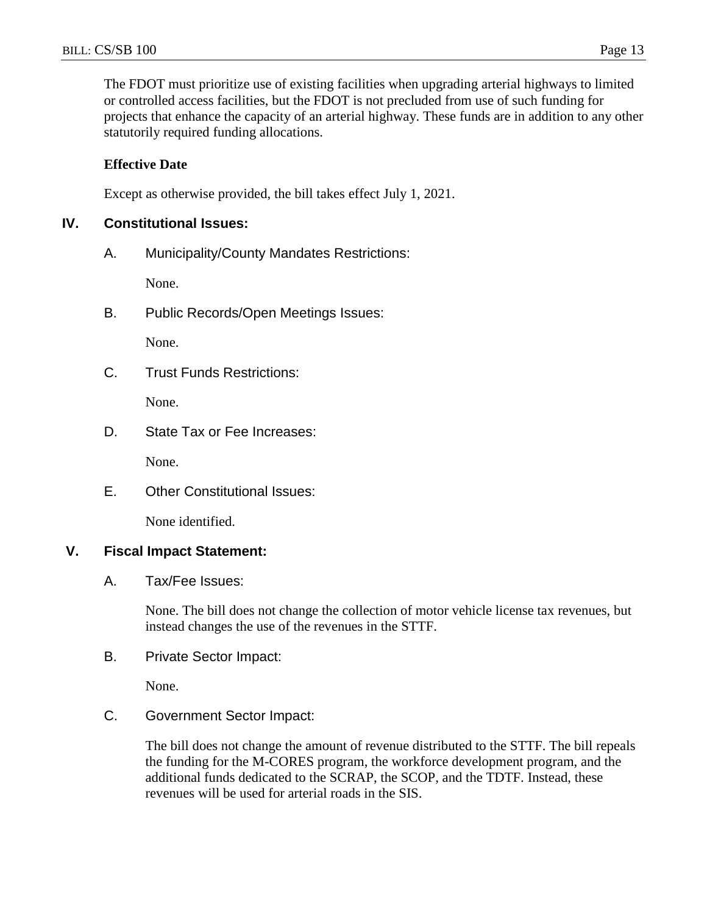The FDOT must prioritize use of existing facilities when upgrading arterial highways to limited or controlled access facilities, but the FDOT is not precluded from use of such funding for projects that enhance the capacity of an arterial highway. These funds are in addition to any other statutorily required funding allocations.

**Effective Date**

Except as otherwise provided, the bill takes effect July 1, 2021.

## IV. Constitutional Issues:

### A. Municipality/County Mandates Restrictions:

None.

### B. Public Records/Open Meetings Issues:

None.

### C. Trust Funds Restrictions:

None.

### D. State Tax or Fee Increases:

None.

### E. Other Constitutional Issues:

None identified.

## V. Fiscal Impact Statement:

### A. Tax/Fee Issues:

None. The bill does not change the collection of motor vehicle license tax revenues, but instead changes the use of the revenues in the STTF.

### B. Private Sector Impact:

None.

### C. Government Sector Impact:

The bill does not change the amount of revenue distributed to the STTF. The bill repeals the funding for the M-CORES program, the workforce development program, and the additional funds dedicated to the SCRAP, the SCOP, and the TDTF. Instead, these revenues will be used for arterial roads in the SIS.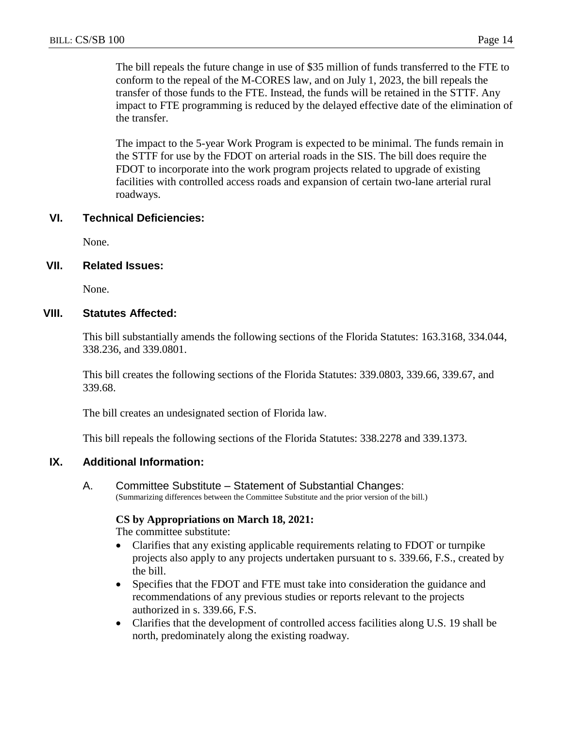The bill repeals the future change in use of $35 million of funds transferred to the FTE to conform to the repeal of the M-CORES law, and on July 1, 2023, the bill repeals the transfer of those funds to the FTE. Instead, the funds will be retained in the STTF. Any impact to FTE programming is reduced by the delayed effective date of the elimination of the transfer.

The impact to the 5-year Work Program is expected to be minimal. The funds remain in the STTF for use by the FDOT on arterial roads in the SIS. The bill does require the FDOT to incorporate into the work program projects related to upgrade of existing facilities with controlled access roads and expansion of certain two-lane arterial rural roadways.

## VI. Technical Deficiencies:

None.

## VII. Related Issues:

None.

## VIII. Statutes Affected:

This bill substantially amends the following sections of the Florida Statutes: 163.3168, 334.044, 338.236, and 339.0801.

This bill creates the following sections of the Florida Statutes: 339.0803, 339.66, 339.67, and 339.68.

The bill creates an undesignated section of Florida law.

This bill repeals the following sections of the Florida Statutes: 338.2278 and 339.1373.

## IX. Additional Information:

### A. Committee Substitute – Statement of Substantial Changes:

(Summarizing differences between the Committee Substitute and the prior version of the bill.)

**CS by Appropriations on March 18, 2021:**

The committee substitute:

- Clarifies that any existing applicable requirements relating to FDOT or turnpike projects also apply to any projects undertaken pursuant to s. 339.66, F.S., created by the bill.
- Specifies that the FDOT and FTE must take into consideration the guidance and recommendations of any previous studies or reports relevant to the projects authorized in s. 339.66, F.S.
- Clarifies that the development of controlled access facilities along U.S. 19 shall be north, predominately along the existing roadway.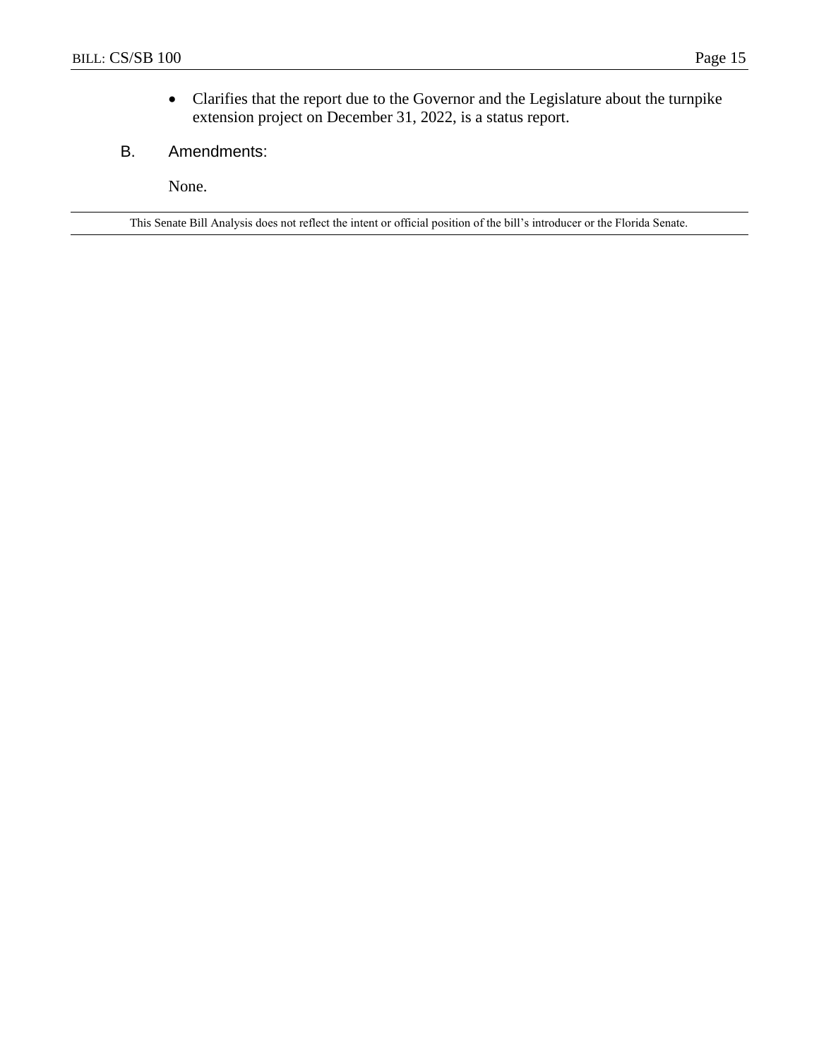- Clarifies that the report due to the Governor and the Legislature about the turnpike extension project on December 31, 2022, is a status report.

## B. Amendments:

None.

This Senate Bill Analysis does not reflect the intent or official position of the bill's introducer or the Florida Senate.